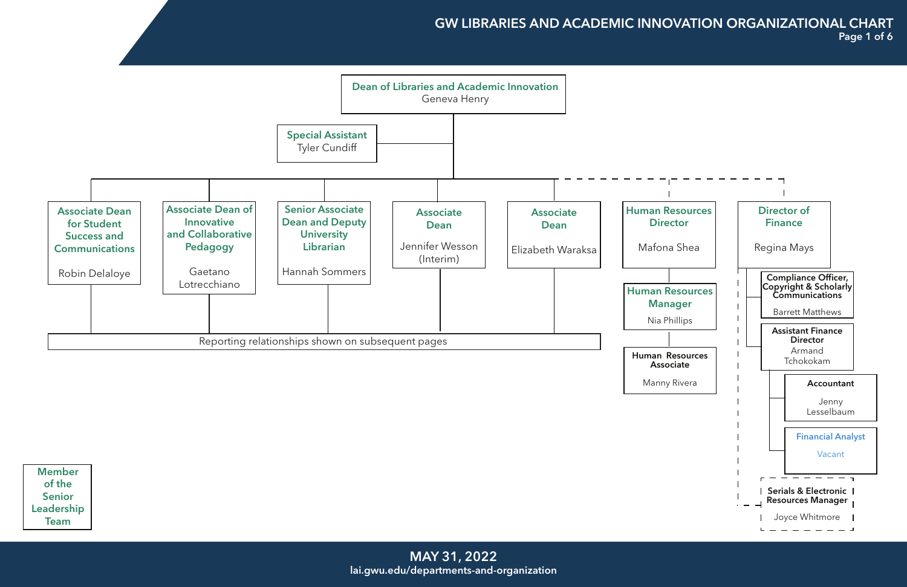# GW LIBRARIES AND ACADEMIC INNOVATION ORGANIZATIONAL CHART

**Dean of Libraries and Academic Innovation**
Geneva Henry

**Special Assistant**
Tyler Cundiff

**Associate Dean for Student Success and Communications**
Robin Delaloye

**Associate Dean of Innovative and Collaborative Pedagogy**
Gaetano Lotrecchiano

**Senior Associate Dean and Deputy University Librarian**
Hannah Sommers

**Associate Dean**
Jennifer Wesson (Interim)

**Associate Dean**
Elizabeth Waraksa

Reporting relationships shown on subsequent pages

**Human Resources Director**
Mafona Shea

- **Human Resources Manager**
  Nia Phillips
- **Human Resources Associate**
  Manny Rivera

**Director of Finance**
Regina Mays

- **Compliance Officer, Copyright & Scholarly Communications**
  Barrett Matthews
- **Assistant Finance Director**
  Armand Tchokokam
  - **Accountant**
    Jenny Lesselbaum
  - **Financial Analyst**
    Vacant
- **Serials & Electronic Resources Manager**
  Joyce Whitmore

**Member of the Senior Leadership Team**

MAY 31, 2022
lai.gwu.edu/departments-and-organization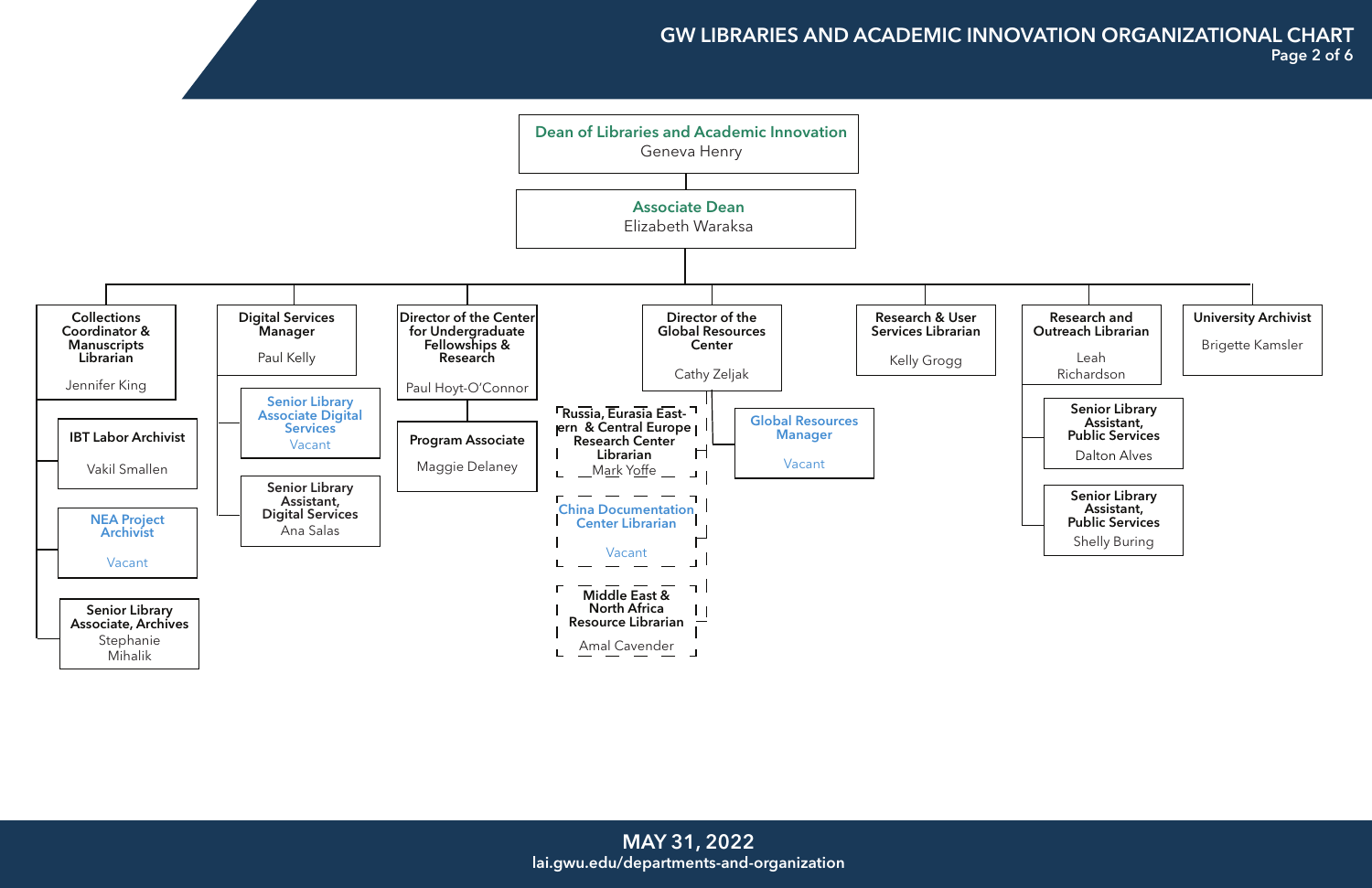# GW LIBRARIES AND ACADEMIC INNOVATION ORGANIZATIONAL CHART

**Dean of Libraries and Academic Innovation**
Geneva Henry

- **Associate Dean**
  Elizabeth Waraksa
  - **Collections Coordinator & Manuscripts Librarian** — Jennifer King
    - **IBT Labor Archivist** — Vakil Smallen
    - **NEA Project Archivist** — Vacant
    - **Senior Library Associate, Archives** — Stephanie Mihalik
  - **Digital Services Manager** — Paul Kelly
    - **Senior Library Associate Digital Services** — Vacant
    - **Senior Library Assistant, Digital Services** — Ana Salas
  - **Director of the Center for Undergraduate Fellowships & Research** — Paul Hoyt-O'Connor
    - **Program Associate** — Maggie Delaney
  - **Director of the Global Resources Center** — Cathy Zeljak
    - **Global Resources Manager** — Vacant
    - **Russia, Eurasia Eastern & Central Europe Research Center Librarian** — Mark Yoffe
    - **China Documentation Center Librarian** — Vacant
    - **Middle East & North Africa Resource Librarian** — Amal Cavender
  - **Research & User Services Librarian** — Kelly Grogg
  - **Research and Outreach Librarian** — Leah Richardson
    - **Senior Library Assistant, Public Services** — Dalton Alves
    - **Senior Library Assistant, Public Services** — Shelly Buring
  - **University Archivist** — Brigette Kamsler

**MAY 31, 2022**
lai.gwu.edu/departments-and-organization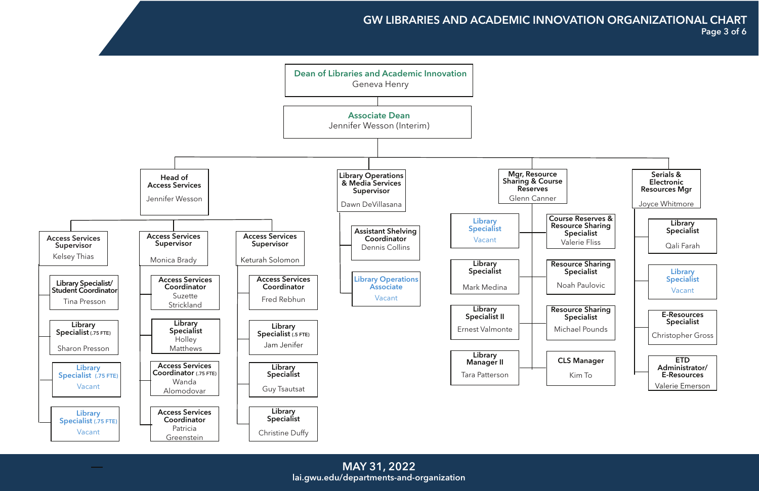# GW LIBRARIES AND ACADEMIC INNOVATION ORGANIZATIONAL CHART

**Dean of Libraries and Academic Innovation**
Geneva Henry

- **Associate Dean**
  Jennifer Wesson (Interim)
  - **Head of Access Services**
    Jennifer Wesson
    - **Access Services Supervisor**
      Kelsey Thias
      - **Library Specialist/ Student Coordinator** — Tina Presson
      - **Library Specialist** (.75 FTE) — Sharon Presson
      - **Library Specialist** (.75 FTE) — Vacant
      - **Library Specialist** (.75 FTE) — Vacant
    - **Access Services Supervisor**
      Monica Brady
      - **Access Services Coordinator** — Suzette Strickland
      - **Library Specialist** — Holley Matthews
      - **Access Services Coordinator** (.75 FTE) — Wanda Alomodovar
      - **Access Services Coordinator** — Patricia Greenstein
    - **Access Services Supervisor**
      Keturah Solomon
      - **Access Services Coordinator** — Fred Rebhun
      - **Library Specialist** (.5 FTE) — Jam Jenifer
      - **Library Specialist** — Guy Tsautsat
      - **Library Specialist** — Christine Duffy
  - **Library Operations & Media Services Supervisor**
    Dawn DeVillasana
    - **Assistant Shelving Coordinator** — Dennis Collins
    - **Library Operations Associate** — Vacant
  - **Mgr, Resource Sharing & Course Reserves**
    Glenn Canner
    - **Library Specialist** — Vacant
    - **Library Specialist** — Mark Medina
    - **Library Specialist II** — Ernest Valmonte
    - **Library Manager II** — Tara Patterson
    - **Course Reserves & Resource Sharing Specialist** — Valerie Fliss
    - **Resource Sharing Specialist** — Noah Paulovic
    - **Resource Sharing Specialist** — Michael Pounds
    - **CLS Manager** — Kim To
  - **Serials & Electronic Resources Mgr**
    Joyce Whitmore
    - **Library Specialist** — Qali Farah
    - **Library Specialist** — Vacant
    - **E-Resources Specialist** — Christopher Gross
    - **ETD Administrator/ E-Resources** — Valerie Emerson

**MAY 31, 2022**
lai.gwu.edu/departments-and-organization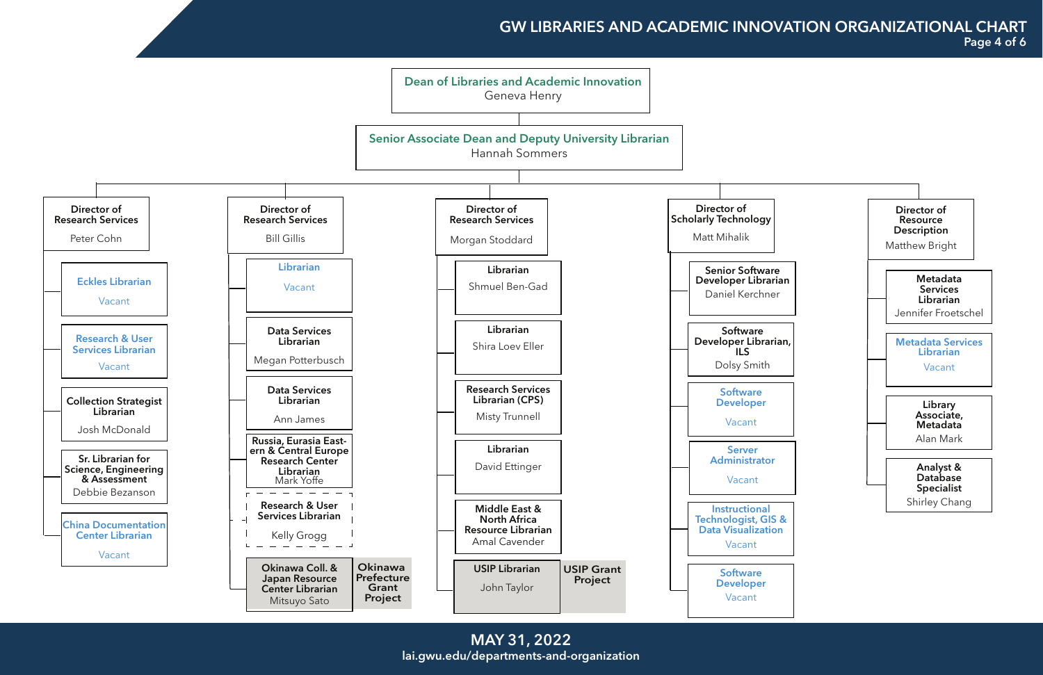# GW LIBRARIES AND ACADEMIC INNOVATION ORGANIZATIONAL CHART

**Dean of Libraries and Academic Innovation**
Geneva Henry

**Senior Associate Dean and Deputy University Librarian**
Hannah Sommers

## Director of Research Services — Peter Cohn

- Eckles Librarian — Vacant
- Research & User Services Librarian — Vacant
- Collection Strategist Librarian — Josh McDonald
- Sr. Librarian for Science, Engineering & Assessment — Debbie Bezanson
- China Documentation Center Librarian — Vacant

## Director of Research Services — Bill Gillis

- Librarian — Vacant
- Data Services Librarian — Megan Potterbusch
- Data Services Librarian — Ann James
- Russia, Eurasia Eastern & Central Europe Research Center Librarian — Mark Yoffe
- Research & User Services Librarian — Kelly Grogg
- Okinawa Coll. & Japan Research Center Librarian — Mitsuyo Sato (Okinawa Prefecture Grant Project)

## Director of Research Services — Morgan Stoddard

- Librarian — Shmuel Ben-Gad
- Librarian — Shira Loev Eller
- Research Services Librarian (CPS) — Misty Trunnell
- Librarian — David Ettinger
- Middle East & North Africa Resource Librarian — Amal Cavender
- USIP Librarian — John Taylor (USIP Grant Project)

## Director of Scholarly Technology — Matt Mihalik

- Senior Software Developer Librarian — Daniel Kerchner
- Software Developer Librarian, ILS — Dolsy Smith
- Software Developer — Vacant
- Server Administrator — Vacant
- Instructional Technologist, GIS & Data Visualization — Vacant
- Software Developer — Vacant

## Director of Resource Description — Matthew Bright

- Metadata Services Librarian — Jennifer Froetschel
- Metadata Services Librarian — Vacant
- Library Associate, Metadata — Alan Mark
- Analyst & Database Specialist — Shirley Chang

**MAY 31, 2022**
lai.gwu.edu/departments-and-organization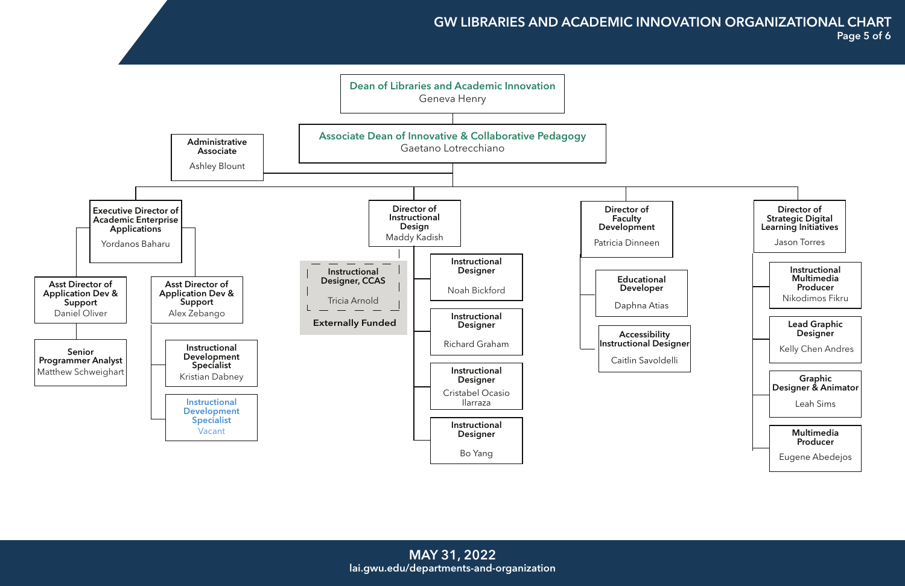# GW LIBRARIES AND ACADEMIC INNOVATION ORGANIZATIONAL CHART

**Dean of Libraries and Academic Innovation**
Geneva Henry

**Associate Dean of Innovative & Collaborative Pedagogy**
Gaetano Lotrecchiano

- **Administrative Associate** — Ashley Blount

## Executive Director of Academic Enterprise Applications
Yordanos Baharu

- **Asst Director of Application Dev & Support** — Daniel Oliver
  - **Senior Programmer Analyst** — Matthew Schweighart
- **Asst Director of Application Dev & Support** — Alex Zebango
  - **Instructional Development Specialist** — Kristian Dabney
  - **Instructional Development Specialist** — Vacant

## Director of Instructional Design
Maddy Kadish

- **Instructional Designer, CCAS** — Tricia Arnold (**Externally Funded**)
- **Instructional Designer** — Noah Bickford
- **Instructional Designer** — Richard Graham
- **Instructional Designer** — Cristabel Ocasio Ilarraza
- **Instructional Designer** — Bo Yang

## Director of Faculty Development
Patricia Dinneen

- **Educational Developer** — Daphna Atias
- **Accessibility Instructional Designer** — Caitlin Savoldelli

## Director of Strategic Digital Learning Initiatives
Jason Torres

- **Instructional Multimedia Producer** — Nikodimos Fikru
- **Lead Graphic Designer** — Kelly Chen Andres
- **Graphic Designer & Animator** — Leah Sims
- **Multimedia Producer** — Eugene Abedejos

**MAY 31, 2022**
lai.gwu.edu/departments-and-organization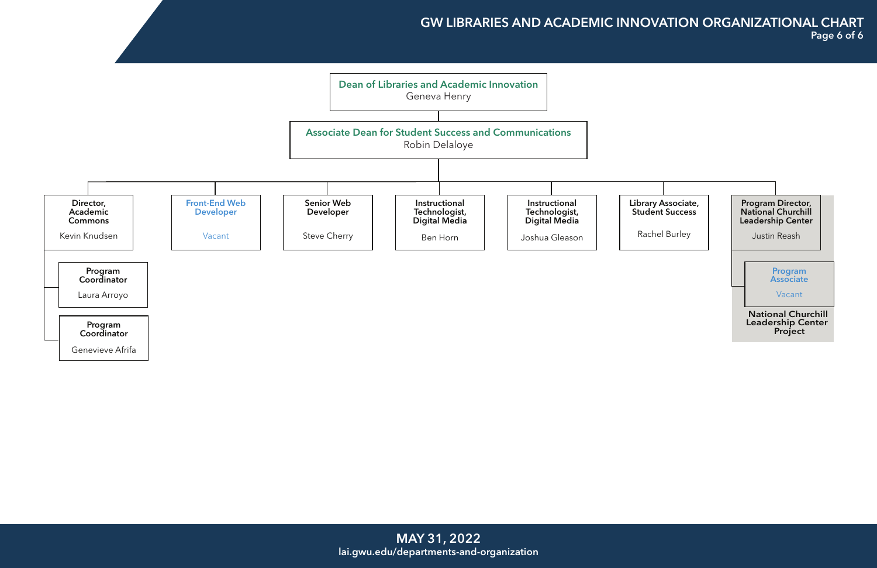# GW LIBRARIES AND ACADEMIC INNOVATION ORGANIZATIONAL CHART

**Dean of Libraries and Academic Innovation**
Geneva Henry

**Associate Dean for Student Success and Communications**
Robin Delaloye

- **Director, Academic Commons** — Kevin Knudsen
  - **Program Coordinator** — Laura Arroyo
  - **Program Coordinator** — Genevieve Afrifa
- **Front-End Web Developer** — Vacant
- **Senior Web Developer** — Steve Cherry
- **Instructional Technologist, Digital Media** — Ben Horn
- **Instructional Technologist, Digital Media** — Joshua Gleason
- **Library Associate, Student Success** — Rachel Burley
- **Program Director, National Churchill Leadership Center** — Justin Reash
  - **Program Associate** — Vacant

**National Churchill Leadership Center Project**

**MAY 31, 2022**
lai.gwu.edu/departments-and-organization